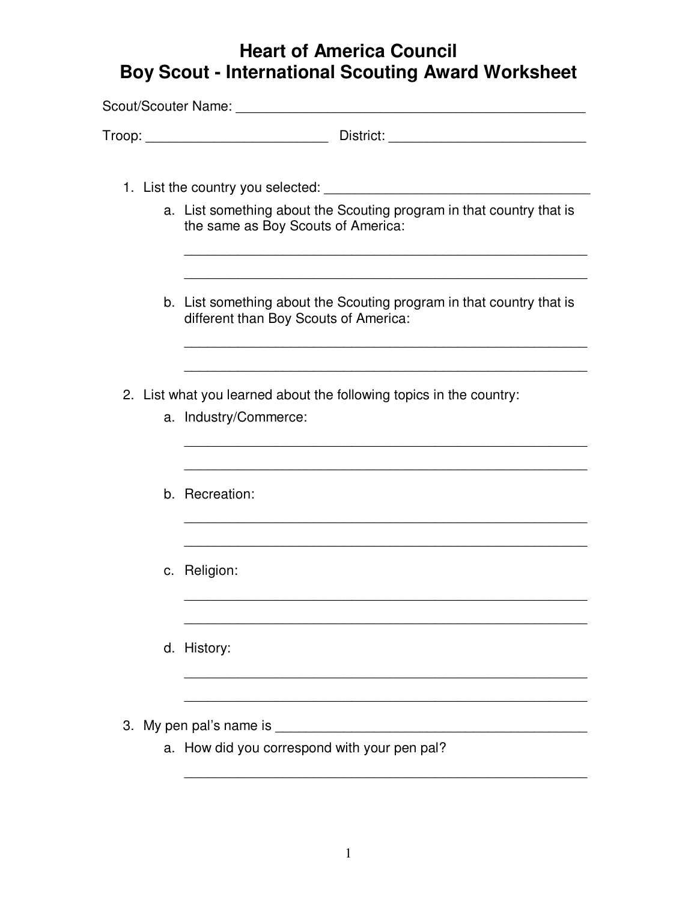# Heart of America Council
# Boy Scout - International Scouting Award Worksheet

Scout/Scouter Name: _______________________________________________

Troop: ________________________ District: __________________________

1. List the country you selected: ___________________________________
   a. List something about the Scouting program in that country that is the same as Boy Scouts of America:

      _____________________________________________________

      _____________________________________________________

   b. List something about the Scouting program in that country that is different than Boy Scouts of America:

      _____________________________________________________

      _____________________________________________________

2. List what you learned about the following topics in the country:
   a. Industry/Commerce:

      _____________________________________________________

      _____________________________________________________

   b. Recreation:

      _____________________________________________________

      _____________________________________________________

   c. Religion:

      _____________________________________________________

      _____________________________________________________

   d. History:

      _____________________________________________________

      _____________________________________________________

3. My pen pal's name is ________________________________________
   a. How did you correspond with your pen pal?

      _____________________________________________________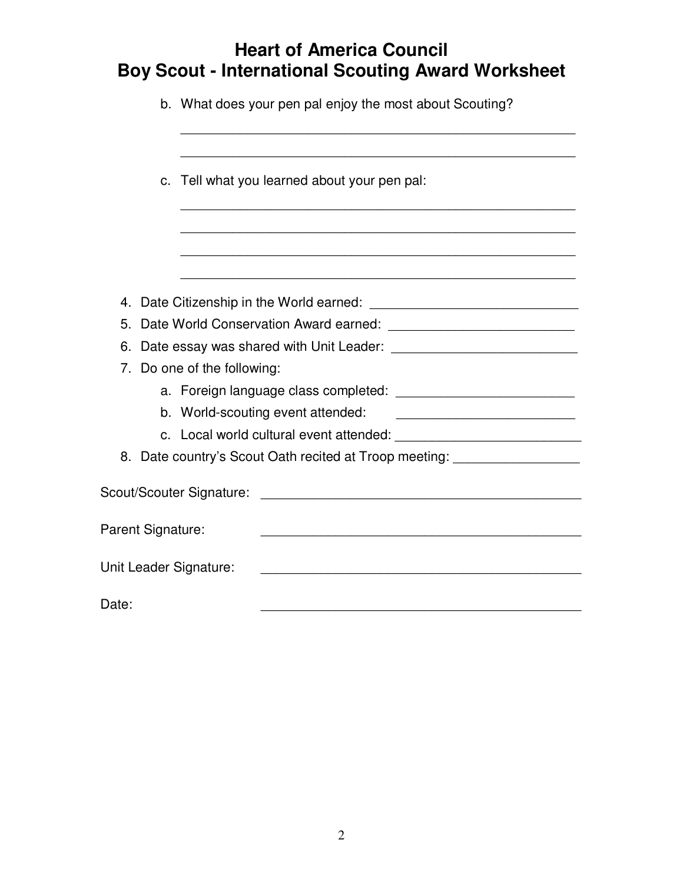# Heart of America Council
## Boy Scout - International Scouting Award Worksheet

b. What does your pen pal enjoy the most about Scouting?

______________________________________________________

______________________________________________________

c. Tell what you learned about your pen pal:

______________________________________________________

______________________________________________________

______________________________________________________

______________________________________________________

4. Date Citizenship in the World earned: ____________________________
5. Date World Conservation Award earned: _________________________
6. Date essay was shared with Unit Leader: _________________________
7. Do one of the following:
   a. Foreign language class completed: ________________________
   b. World-scouting event attended: ________________________
   c. Local world cultural event attended: _________________________
8. Date country's Scout Oath recited at Troop meeting: ________________

Scout/Scouter Signature: ____________________________________________

Parent Signature: ____________________________________________

Unit Leader Signature: ____________________________________________

Date: ____________________________________________